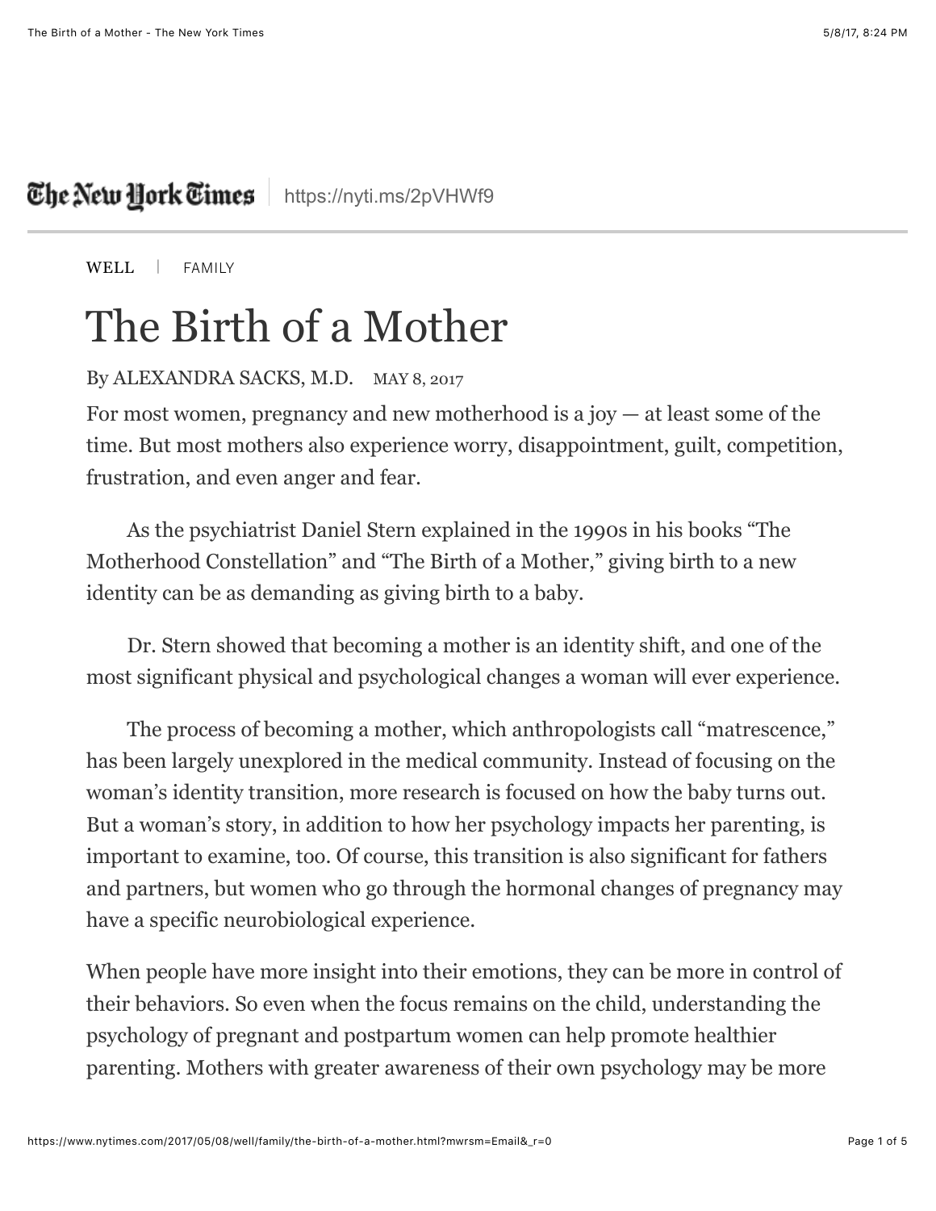The New York Times | https://nyti.ms/2pVHWf9

WELL | FAMILY

# The Birth of a Mother

By ALEXANDRA SACKS, M.D. MAY 8, 2017

For most women, pregnancy and new motherhood is a joy — at least some of the time. But most mothers also experience worry, disappointment, guilt, competition, frustration, and even anger and fear.

As the psychiatrist Daniel Stern explained in the 1990s in his books "The Motherhood Constellation" and "The Birth of a Mother," giving birth to a new identity can be as demanding as giving birth to a baby.

Dr. Stern showed that becoming a mother is an identity shift, and one of the most significant physical and psychological changes a woman will ever experience.

The process of becoming a mother, which anthropologists call "matrescence," has been largely unexplored in the medical community. Instead of focusing on the woman's identity transition, more research is focused on how the baby turns out. But a woman's story, in addition to how her psychology impacts her parenting, is important to examine, too. Of course, this transition is also significant for fathers and partners, but women who go through the hormonal changes of pregnancy may have a specific neurobiological experience.

When people have more insight into their emotions, they can be more in control of their behaviors. So even when the focus remains on the child, understanding the psychology of pregnant and postpartum women can help promote healthier parenting. Mothers with greater awareness of their own psychology may be more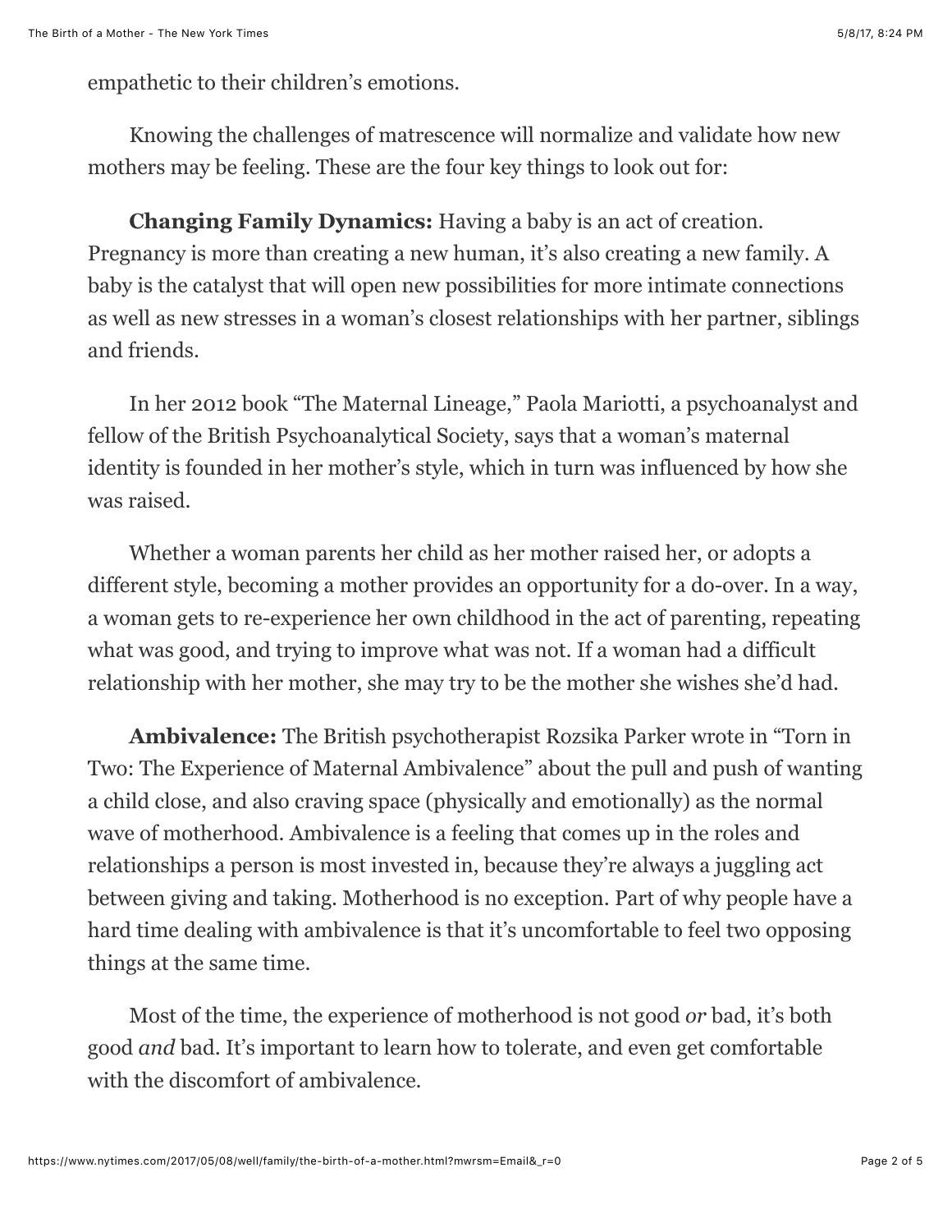empathetic to their children's emotions.

Knowing the challenges of matrescence will normalize and validate how new mothers may be feeling. These are the four key things to look out for:

**Changing Family Dynamics:** Having a baby is an act of creation. Pregnancy is more than creating a new human, it's also creating a new family. A baby is the catalyst that will open new possibilities for more intimate connections as well as new stresses in a woman's closest relationships with her partner, siblings and friends.

In her 2012 book "The Maternal Lineage," Paola Mariotti, a psychoanalyst and fellow of the British Psychoanalytical Society, says that a woman's maternal identity is founded in her mother's style, which in turn was influenced by how she was raised.

Whether a woman parents her child as her mother raised her, or adopts a different style, becoming a mother provides an opportunity for a do-over. In a way, a woman gets to re-experience her own childhood in the act of parenting, repeating what was good, and trying to improve what was not. If a woman had a difficult relationship with her mother, she may try to be the mother she wishes she'd had.

**Ambivalence:** The British psychotherapist Rozsika Parker wrote in "Torn in Two: The Experience of Maternal Ambivalence" about the pull and push of wanting a child close, and also craving space (physically and emotionally) as the normal wave of motherhood. Ambivalence is a feeling that comes up in the roles and relationships a person is most invested in, because they're always a juggling act between giving and taking. Motherhood is no exception. Part of why people have a hard time dealing with ambivalence is that it's uncomfortable to feel two opposing things at the same time.

Most of the time, the experience of motherhood is not good *or* bad, it's both good *and* bad. It's important to learn how to tolerate, and even get comfortable with the discomfort of ambivalence.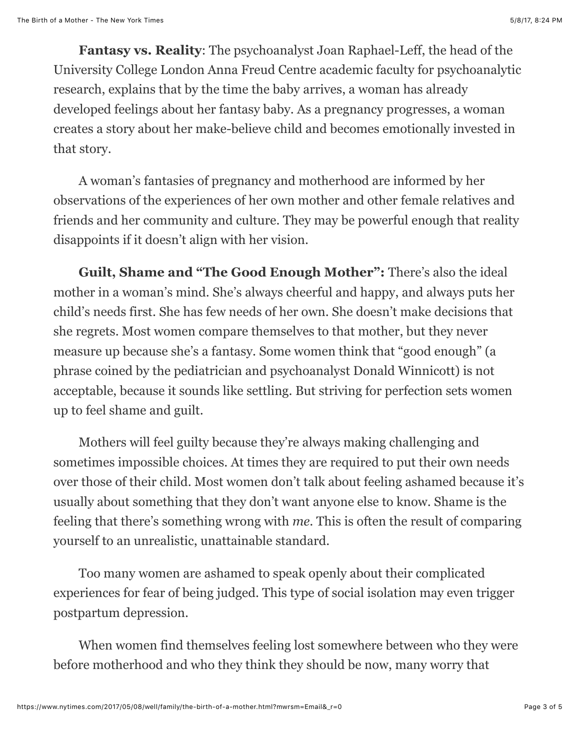**Fantasy vs. Reality**: The psychoanalyst Joan Raphael-Leff, the head of the University College London Anna Freud Centre academic faculty for psychoanalytic research, explains that by the time the baby arrives, a woman has already developed feelings about her fantasy baby. As a pregnancy progresses, a woman creates a story about her make-believe child and becomes emotionally invested in that story.

A woman's fantasies of pregnancy and motherhood are informed by her observations of the experiences of her own mother and other female relatives and friends and her community and culture. They may be powerful enough that reality disappoints if it doesn't align with her vision.

**Guilt, Shame and "The Good Enough Mother":** There's also the ideal mother in a woman's mind. She's always cheerful and happy, and always puts her child's needs first. She has few needs of her own. She doesn't make decisions that she regrets. Most women compare themselves to that mother, but they never measure up because she's a fantasy. Some women think that "good enough" (a phrase coined by the pediatrician and psychoanalyst Donald Winnicott) is not acceptable, because it sounds like settling. But striving for perfection sets women up to feel shame and guilt.

Mothers will feel guilty because they're always making challenging and sometimes impossible choices. At times they are required to put their own needs over those of their child. Most women don't talk about feeling ashamed because it's usually about something that they don't want anyone else to know. Shame is the feeling that there's something wrong with *me*. This is often the result of comparing yourself to an unrealistic, unattainable standard.

Too many women are ashamed to speak openly about their complicated experiences for fear of being judged. This type of social isolation may even trigger postpartum depression.

When women find themselves feeling lost somewhere between who they were before motherhood and who they think they should be now, many worry that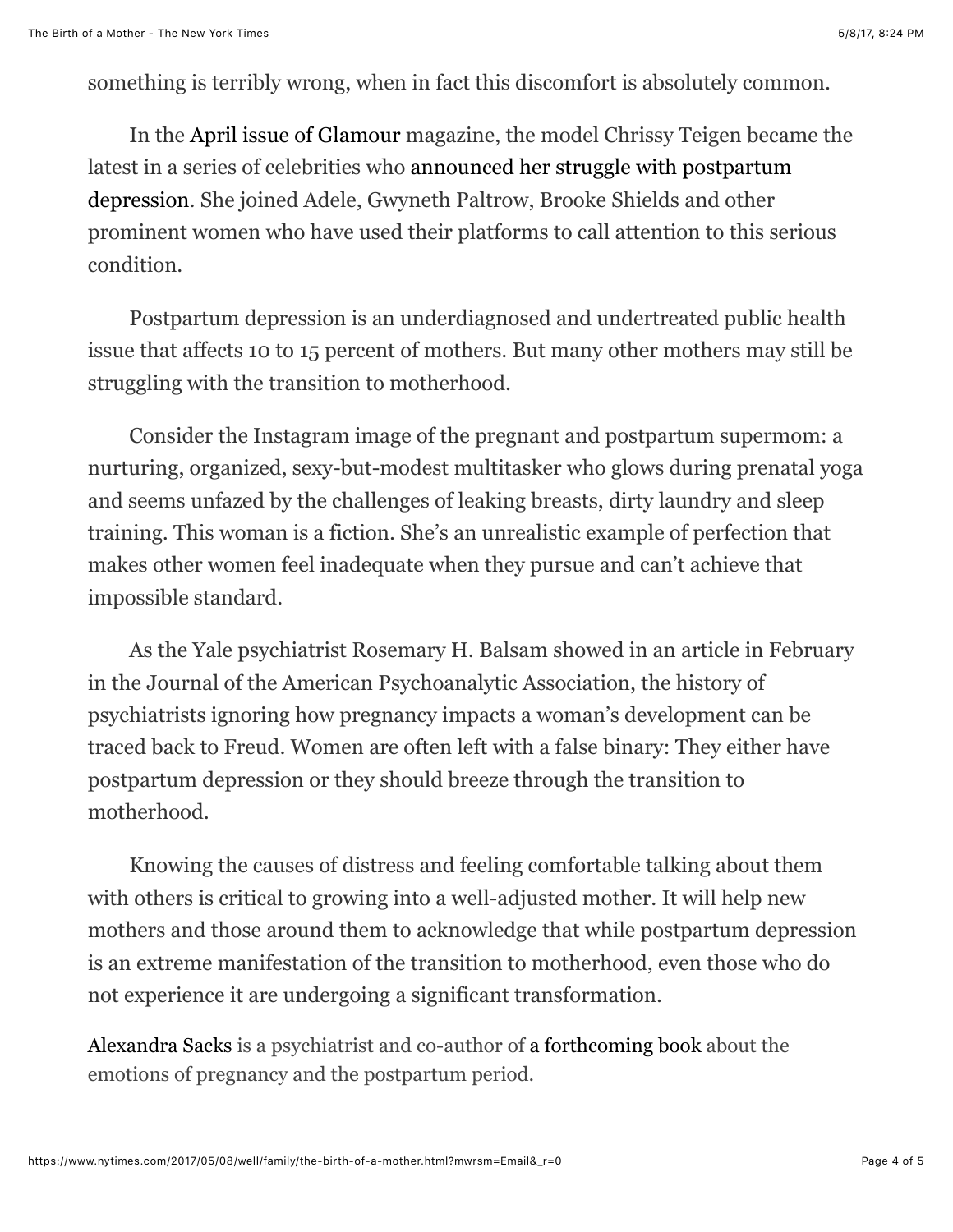something is terribly wrong, when in fact this discomfort is absolutely common.

In the April issue of Glamour magazine, the model Chrissy Teigen became the latest in a series of celebrities who announced her struggle with postpartum depression. She joined Adele, Gwyneth Paltrow, Brooke Shields and other prominent women who have used their platforms to call attention to this serious condition.

Postpartum depression is an underdiagnosed and undertreated public health issue that affects 10 to 15 percent of mothers. But many other mothers may still be struggling with the transition to motherhood.

Consider the Instagram image of the pregnant and postpartum supermom: a nurturing, organized, sexy-but-modest multitasker who glows during prenatal yoga and seems unfazed by the challenges of leaking breasts, dirty laundry and sleep training. This woman is a fiction. She's an unrealistic example of perfection that makes other women feel inadequate when they pursue and can't achieve that impossible standard.

As the Yale psychiatrist Rosemary H. Balsam showed in an article in February in the Journal of the American Psychoanalytic Association, the history of psychiatrists ignoring how pregnancy impacts a woman's development can be traced back to Freud. Women are often left with a false binary: They either have postpartum depression or they should breeze through the transition to motherhood.

Knowing the causes of distress and feeling comfortable talking about them with others is critical to growing into a well-adjusted mother. It will help new mothers and those around them to acknowledge that while postpartum depression is an extreme manifestation of the transition to motherhood, even those who do not experience it are undergoing a significant transformation.

Alexandra Sacks is a psychiatrist and co-author of a forthcoming book about the emotions of pregnancy and the postpartum period.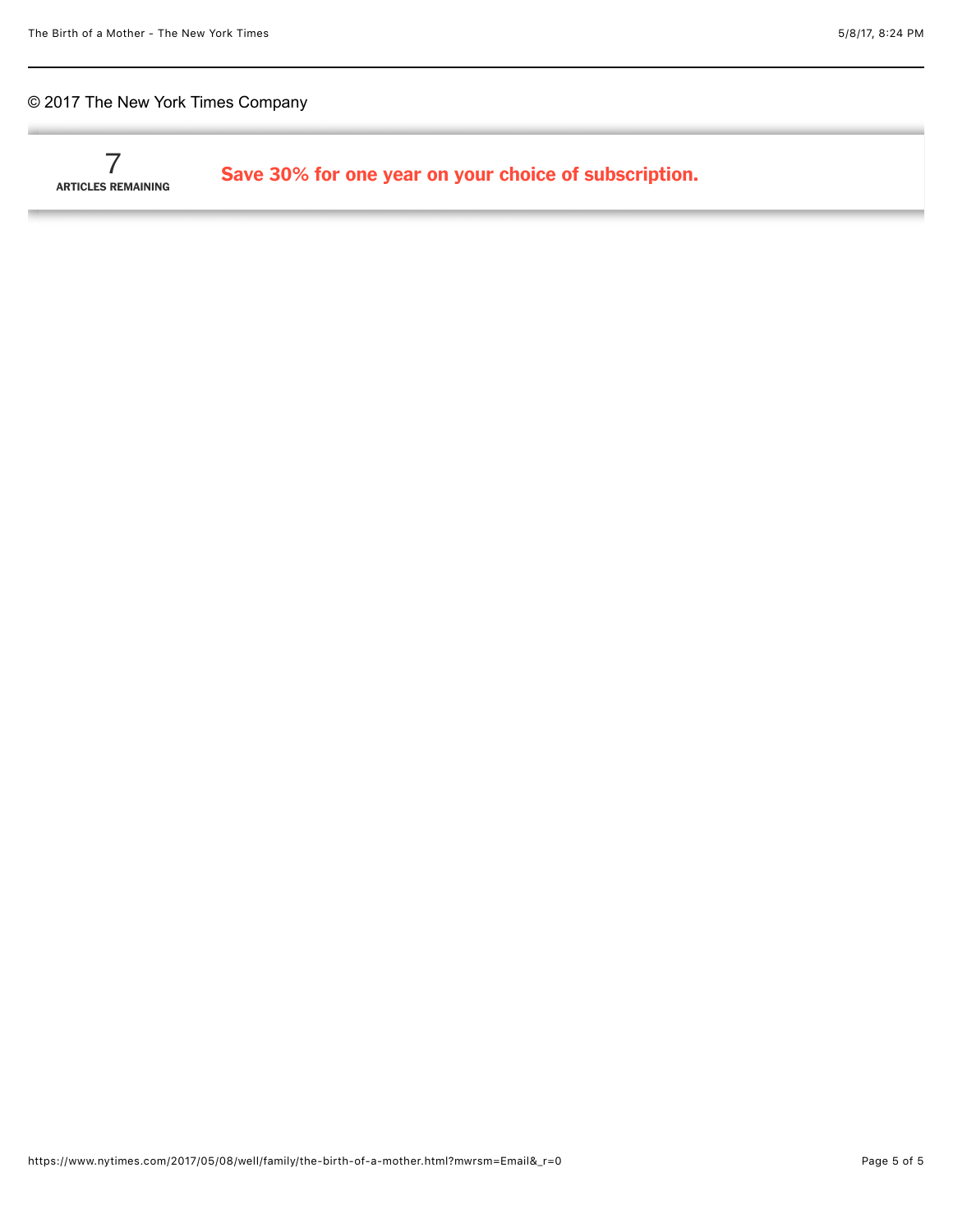© 2017 The New York Times Company

7
ARTICLES REMAINING

**Save 30% for one year on your choice of subscription.**